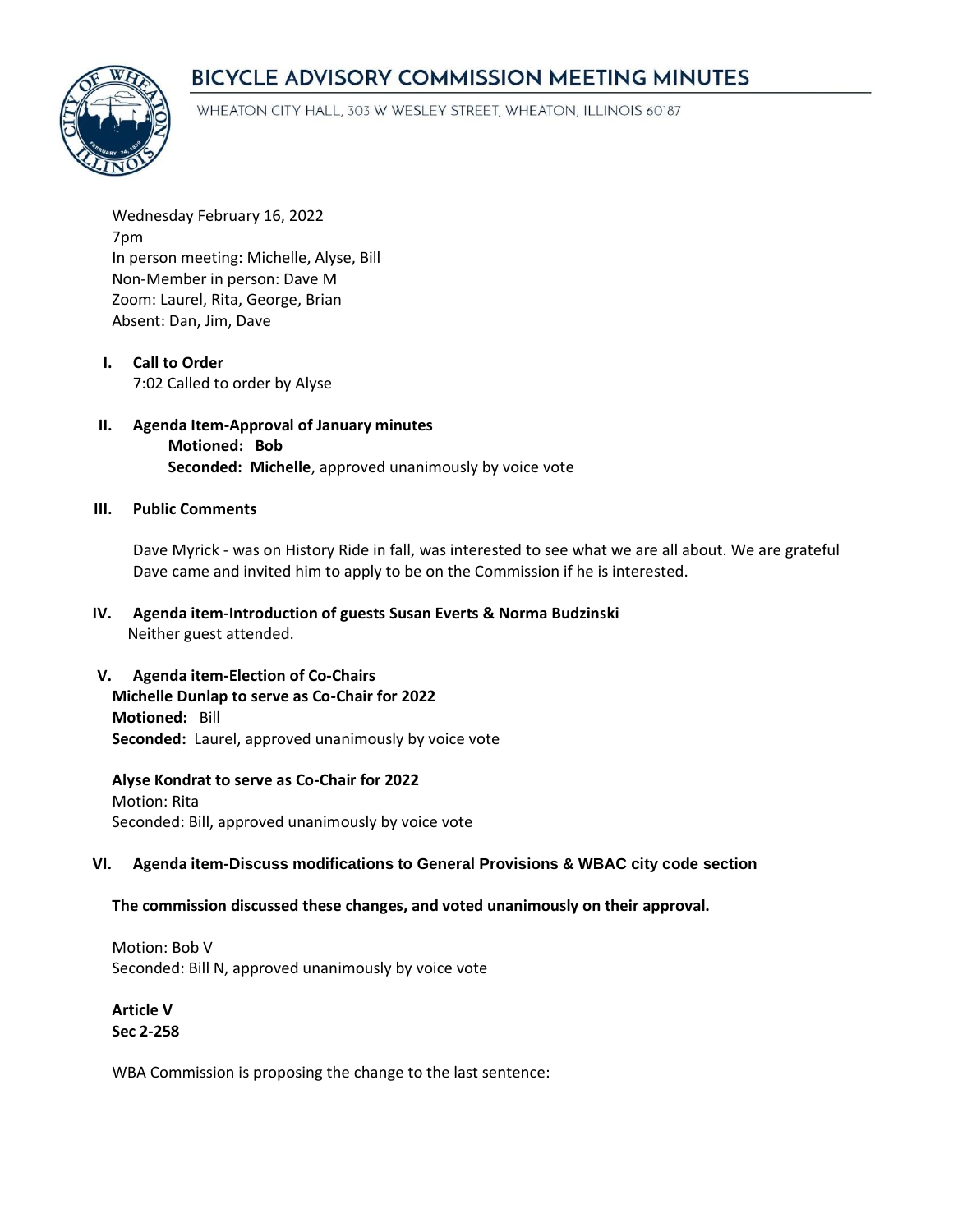# BICYCLE ADVISORY COMMISSION MEETING MINUTES

WHEATON CITY HALL, 303 W WESLEY STREET, WHEATON, ILLINOIS 60187

Wednesday February 16, 2022
7pm
In person meeting: Michelle, Alyse, Bill
Non-Member in person: Dave M
Zoom: Laurel, Rita, George, Brian
Absent: Dan, Jim, Dave

**I. Call to Order**
7:02 Called to order by Alyse

**II. Agenda Item-Approval of January minutes**
**Motioned: Bob**
**Seconded: Michelle**, approved unanimously by voice vote

**III. Public Comments**

Dave Myrick - was on History Ride in fall, was interested to see what we are all about. We are grateful Dave came and invited him to apply to be on the Commission if he is interested.

**IV. Agenda item-Introduction of guests Susan Everts & Norma Budzinski**
Neither guest attended.

**V. Agenda item-Election of Co-Chairs**
**Michelle Dunlap to serve as Co-Chair for 2022**
**Motioned:** Bill
**Seconded:** Laurel, approved unanimously by voice vote

**Alyse Kondrat to serve as Co-Chair for 2022**
Motion: Rita
Seconded: Bill, approved unanimously by voice vote

**VI. Agenda item-Discuss modifications to General Provisions & WBAC city code section**

**The commission discussed these changes, and voted unanimously on their approval.**

Motion: Bob V
Seconded: Bill N, approved unanimously by voice vote

**Article V**
**Sec 2-258**

WBA Commission is proposing the change to the last sentence: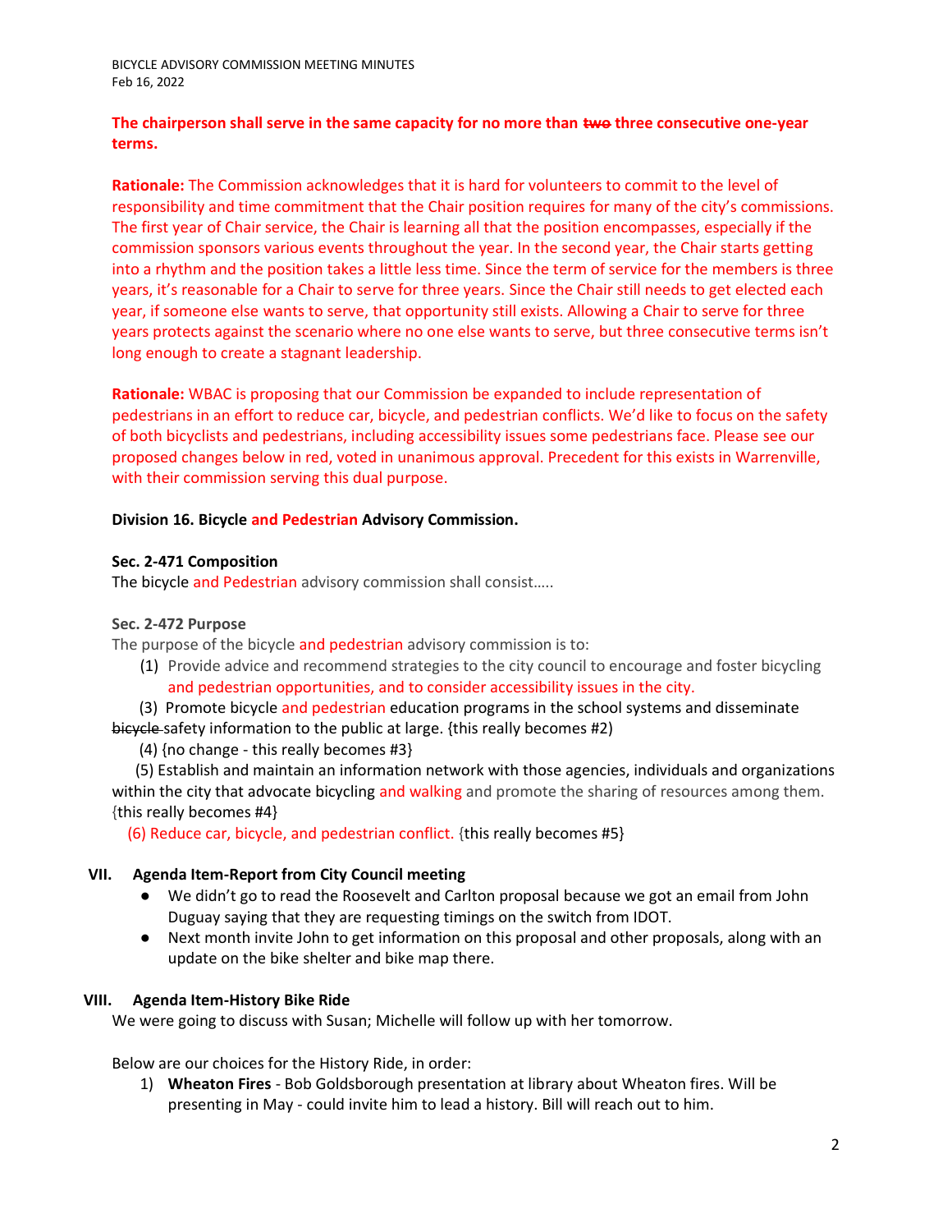**The chairperson shall serve in the same capacity for no more than ~~two~~ three consecutive one-year terms.**

**Rationale:** The Commission acknowledges that it is hard for volunteers to commit to the level of responsibility and time commitment that the Chair position requires for many of the city's commissions. The first year of Chair service, the Chair is learning all that the position encompasses, especially if the commission sponsors various events throughout the year. In the second year, the Chair starts getting into a rhythm and the position takes a little less time. Since the term of service for the members is three years, it's reasonable for a Chair to serve for three years. Since the Chair still needs to get elected each year, if someone else wants to serve, that opportunity still exists. Allowing a Chair to serve for three years protects against the scenario where no one else wants to serve, but three consecutive terms isn't long enough to create a stagnant leadership.

**Rationale:** WBAC is proposing that our Commission be expanded to include representation of pedestrians in an effort to reduce car, bicycle, and pedestrian conflicts. We'd like to focus on the safety of both bicyclists and pedestrians, including accessibility issues some pedestrians face. Please see our proposed changes below in red, voted in unanimous approval. Precedent for this exists in Warrenville, with their commission serving this dual purpose.

**Division 16. Bicycle and Pedestrian Advisory Commission.**

**Sec. 2-471 Composition**
The bicycle and Pedestrian advisory commission shall consist…..

**Sec. 2-472 Purpose**
The purpose of the bicycle and pedestrian advisory commission is to:

(1) Provide advice and recommend strategies to the city council to encourage and foster bicycling and pedestrian opportunities, and to consider accessibility issues in the city.

(3) Promote bicycle and pedestrian education programs in the school systems and disseminate ~~bicycle~~ safety information to the public at large. {this really becomes #2}

(4) {no change - this really becomes #3}

(5) Establish and maintain an information network with those agencies, individuals and organizations within the city that advocate bicycling and walking and promote the sharing of resources among them. {this really becomes #4}

(6) Reduce car, bicycle, and pedestrian conflict. {this really becomes #5}

## VII. Agenda Item-Report from City Council meeting

- We didn't go to read the Roosevelt and Carlton proposal because we got an email from John Duguay saying that they are requesting timings on the switch from IDOT.
- Next month invite John to get information on this proposal and other proposals, along with an update on the bike shelter and bike map there.

## VIII. Agenda Item-History Bike Ride

We were going to discuss with Susan; Michelle will follow up with her tomorrow.

Below are our choices for the History Ride, in order:

1) **Wheaton Fires** - Bob Goldsborough presentation at library about Wheaton fires. Will be presenting in May - could invite him to lead a history. Bill will reach out to him.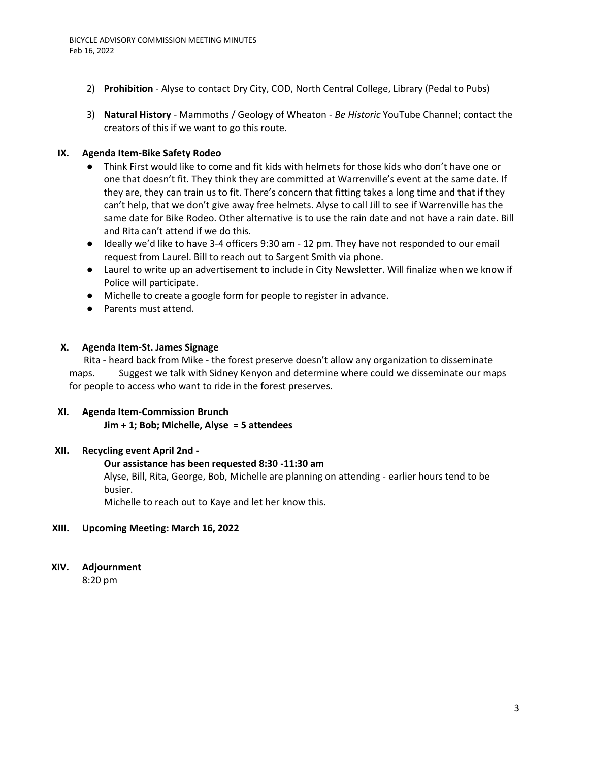2) **Prohibition** - Alyse to contact Dry City, COD, North Central College, Library (Pedal to Pubs)

3) **Natural History** - Mammoths / Geology of Wheaton - *Be Historic* YouTube Channel; contact the creators of this if we want to go this route.

## IX. Agenda Item-Bike Safety Rodeo

- Think First would like to come and fit kids with helmets for those kids who don't have one or one that doesn't fit. They think they are committed at Warrenville's event at the same date. If they are, they can train us to fit. There's concern that fitting takes a long time and that if they can't help, that we don't give away free helmets. Alyse to call Jill to see if Warrenville has the same date for Bike Rodeo. Other alternative is to use the rain date and not have a rain date. Bill and Rita can't attend if we do this.
- Ideally we'd like to have 3-4 officers 9:30 am - 12 pm. They have not responded to our email request from Laurel. Bill to reach out to Sargent Smith via phone.
- Laurel to write up an advertisement to include in City Newsletter. Will finalize when we know if Police will participate.
- Michelle to create a google form for people to register in advance.
- Parents must attend.

## X. Agenda Item-St. James Signage

Rita - heard back from Mike - the forest preserve doesn't allow any organization to disseminate maps. Suggest we talk with Sidney Kenyon and determine where could we disseminate our maps for people to access who want to ride in the forest preserves.

## XI. Agenda Item-Commission Brunch

**Jim + 1; Bob; Michelle, Alyse = 5 attendees**

## XII. Recycling event April 2nd -

**Our assistance has been requested 8:30 -11:30 am**

Alyse, Bill, Rita, George, Bob, Michelle are planning on attending - earlier hours tend to be busier.

Michelle to reach out to Kaye and let her know this.

## XIII. Upcoming Meeting: March 16, 2022

## XIV. Adjournment

8:20 pm